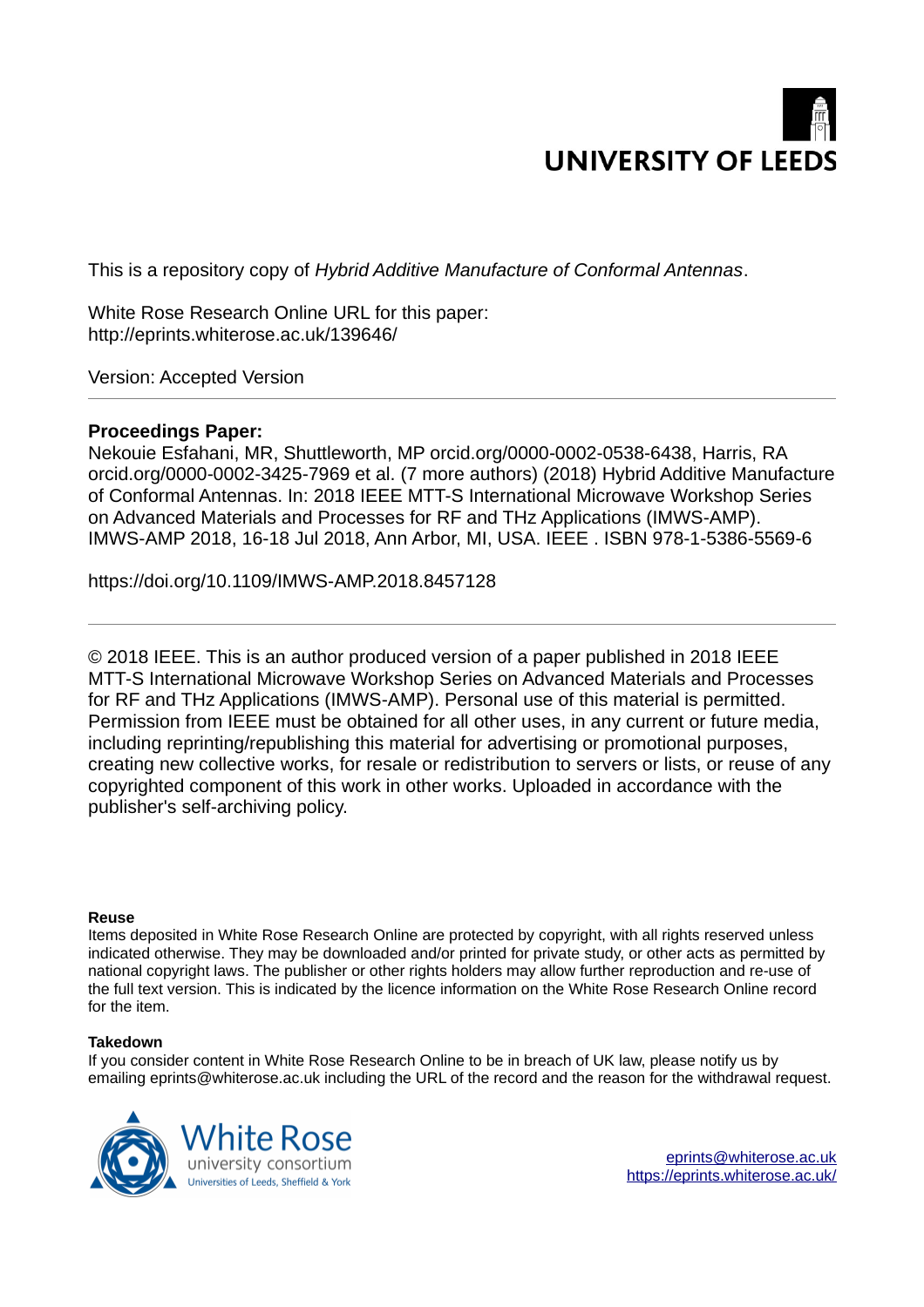UNIVERSITY OF LEEDS

This is a repository copy of *Hybrid Additive Manufacture of Conformal Antennas*.

White Rose Research Online URL for this paper:
http://eprints.whiterose.ac.uk/139646/

Version: Accepted Version

---

**Proceedings Paper:**

Nekouie Esfahani, MR, Shuttleworth, MP orcid.org/0000-0002-0538-6438, Harris, RA orcid.org/0000-0002-3425-7969 et al. (7 more authors) (2018) Hybrid Additive Manufacture of Conformal Antennas. In: 2018 IEEE MTT-S International Microwave Workshop Series on Advanced Materials and Processes for RF and THz Applications (IMWS-AMP). IMWS-AMP 2018, 16-18 Jul 2018, Ann Arbor, MI, USA. IEEE . ISBN 978-1-5386-5569-6

https://doi.org/10.1109/IMWS-AMP.2018.8457128

---

© 2018 IEEE. This is an author produced version of a paper published in 2018 IEEE MTT-S International Microwave Workshop Series on Advanced Materials and Processes for RF and THz Applications (IMWS-AMP). Personal use of this material is permitted. Permission from IEEE must be obtained for all other uses, in any current or future media, including reprinting/republishing this material for advertising or promotional purposes, creating new collective works, for resale or redistribution to servers or lists, or reuse of any copyrighted component of this work in other works. Uploaded in accordance with the publisher's self-archiving policy.

**Reuse**

Items deposited in White Rose Research Online are protected by copyright, with all rights reserved unless indicated otherwise. They may be downloaded and/or printed for private study, or other acts as permitted by national copyright laws. The publisher or other rights holders may allow further reproduction and re-use of the full text version. This is indicated by the licence information on the White Rose Research Online record for the item.

**Takedown**

If you consider content in White Rose Research Online to be in breach of UK law, please notify us by emailing eprints@whiterose.ac.uk including the URL of the record and the reason for the withdrawal request.

White Rose university consortium
Universities of Leeds, Sheffield & York

eprints@whiterose.ac.uk
https://eprints.whiterose.ac.uk/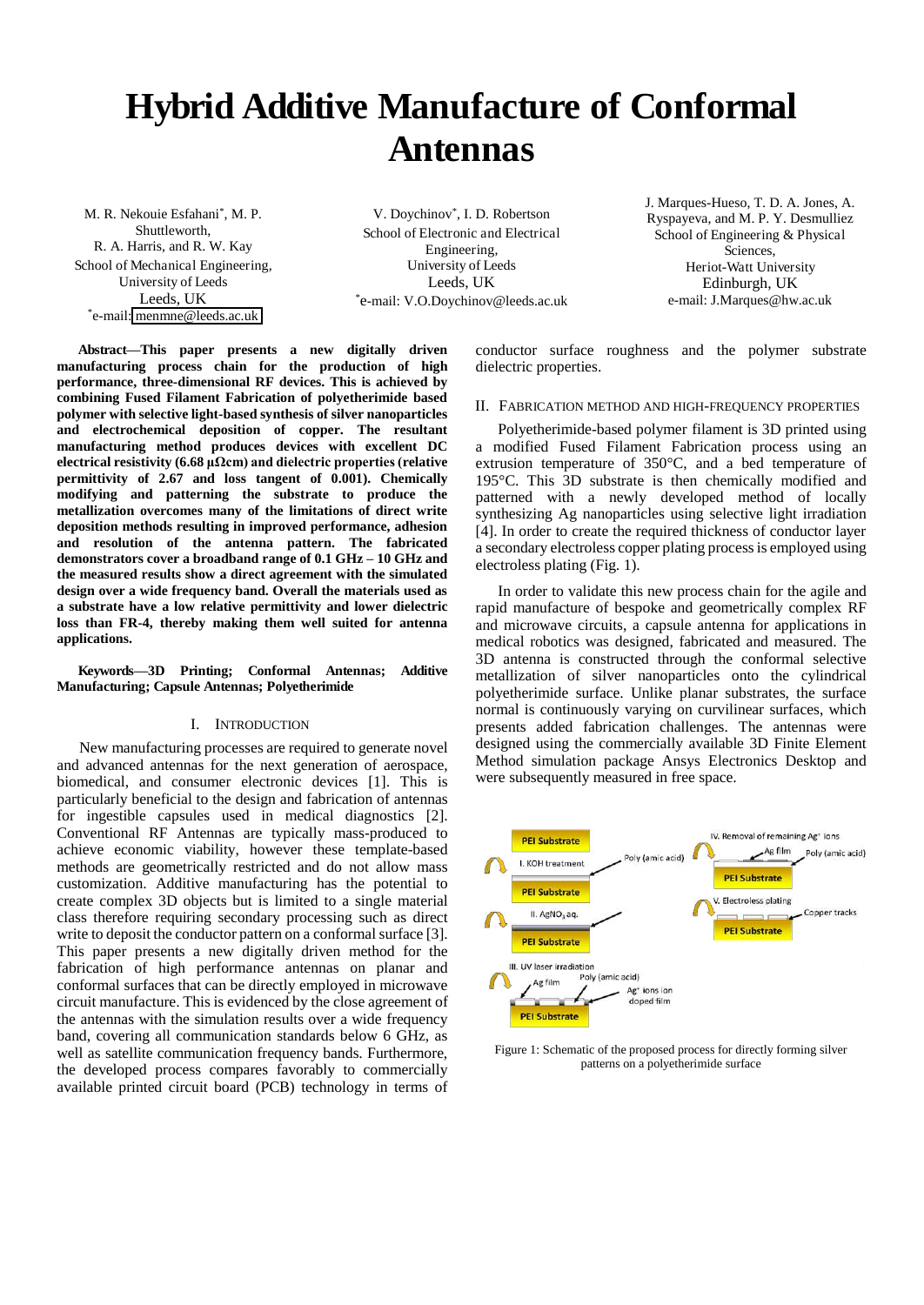# Hybrid Additive Manufacture of Conformal Antennas

M. R. Nekouie Esfahani*, M. P. Shuttleworth, R. A. Harris, and R. W. Kay
School of Mechanical Engineering, University of Leeds
Leeds, UK
*e-mail: menmne@leeds.ac.uk

V. Doychinov*, I. D. Robertson
School of Electronic and Electrical Engineering, University of Leeds
Leeds, UK
*e-mail: V.O.Doychinov@leeds.ac.uk

J. Marques-Hueso, T. D. A. Jones, A. Ryspayeva, and M. P. Y. Desmulliez
School of Engineering & Physical Sciences, Heriot-Watt University
Edinburgh, UK
e-mail: J.Marques@hw.ac.uk

***Abstract*—This paper presents a new digitally driven manufacturing process chain for the production of high performance, three-dimensional RF devices. This is achieved by combining Fused Filament Fabrication of polyetherimide based polymer with selective light-based synthesis of silver nanoparticles and electrochemical deposition of copper. The resultant manufacturing method produces devices with excellent DC electrical resistivity (6.68 μΩcm) and dielectric properties (relative permittivity of 2.67 and loss tangent of 0.001). Chemically modifying and patterning the substrate to produce the metallization overcomes many of the limitations of direct write deposition methods resulting in improved performance, adhesion and resolution of the antenna pattern. The fabricated demonstrators cover a broadband range of 0.1 GHz – 10 GHz and the measured results show a direct agreement with the simulated design over a wide frequency band. Overall the materials used as a substrate have a low relative permittivity and lower dielectric loss than FR-4, thereby making them well suited for antenna applications.**

***Keywords*—3D Printing; Conformal Antennas; Additive Manufacturing; Capsule Antennas; Polyetherimide**

## I. Introduction

New manufacturing processes are required to generate novel and advanced antennas for the next generation of aerospace, biomedical, and consumer electronic devices [1]. This is particularly beneficial to the design and fabrication of antennas for ingestible capsules used in medical diagnostics [2]. Conventional RF Antennas are typically mass-produced to achieve economic viability, however these template-based methods are geometrically restricted and do not allow mass customization. Additive manufacturing has the potential to create complex 3D objects but is limited to a single material class therefore requiring secondary processing such as direct write to deposit the conductor pattern on a conformal surface [3]. This paper presents a new digitally driven method for the fabrication of high performance antennas on planar and conformal surfaces that can be directly employed in microwave circuit manufacture. This is evidenced by the close agreement of the antennas with the simulation results over a wide frequency band, covering all communication standards below 6 GHz, as well as satellite communication frequency bands. Furthermore, the developed process compares favorably to commercially available printed circuit board (PCB) technology in terms of conductor surface roughness and the polymer substrate dielectric properties.

## II. Fabrication Method and High-Frequency Properties

Polyetherimide-based polymer filament is 3D printed using a modified Fused Filament Fabrication process using an extrusion temperature of 350°C, and a bed temperature of 195°C. This 3D substrate is then chemically modified and patterned with a newly developed method of locally synthesizing Ag nanoparticles using selective light irradiation [4]. In order to create the required thickness of conductor layer a secondary electroless copper plating process is employed using electroless plating (Fig. 1).

In order to validate this new process chain for the agile and rapid manufacture of bespoke and geometrically complex RF and microwave circuits, a capsule antenna for applications in medical robotics was designed, fabricated and measured. The 3D antenna is constructed through the conformal selective metallization of silver nanoparticles onto the cylindrical polyetherimide surface. Unlike planar substrates, the surface normal is continuously varying on curvilinear surfaces, which presents added fabrication challenges. The antennas were designed using the commercially available 3D Finite Element Method simulation package Ansys Electronics Desktop and were subsequently measured in free space.

Figure 1: Schematic of the proposed process for directly forming silver patterns on a polyetherimide surface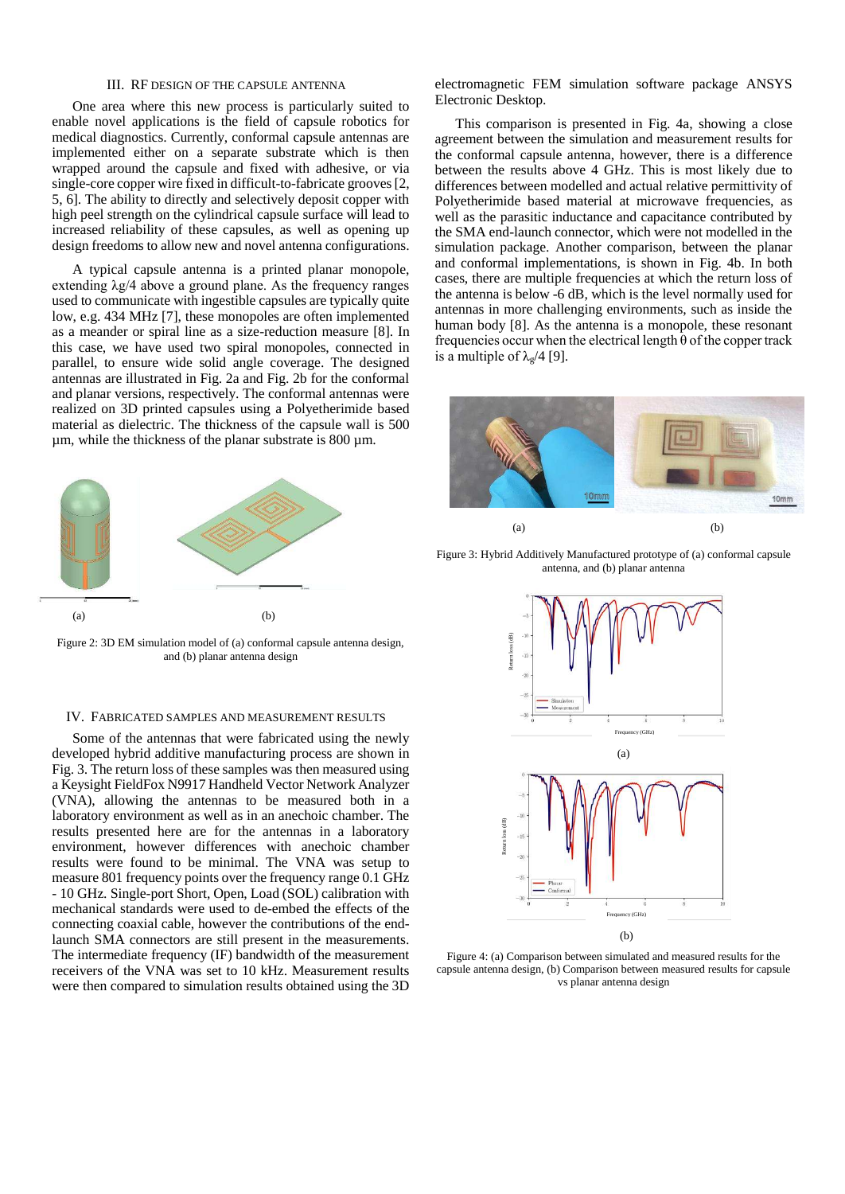## III. RF DESIGN OF THE CAPSULE ANTENNA

One area where this new process is particularly suited to enable novel applications is the field of capsule robotics for medical diagnostics. Currently, conformal capsule antennas are implemented either on a separate substrate which is then wrapped around the capsule and fixed with adhesive, or via single-core copper wire fixed in difficult-to-fabricate grooves [2, 5, 6]. The ability to directly and selectively deposit copper with high peel strength on the cylindrical capsule surface will lead to increased reliability of these capsules, as well as opening up design freedoms to allow new and novel antenna configurations.

A typical capsule antenna is a printed planar monopole, extending $\lambda g/4$ above a ground plane. As the frequency ranges used to communicate with ingestible capsules are typically quite low, e.g. 434 MHz [7], these monopoles are often implemented as a meander or spiral line as a size-reduction measure [8]. In this case, we have used two spiral monopoles, connected in parallel, to ensure wide solid angle coverage. The designed antennas are illustrated in Fig. 2a and Fig. 2b for the conformal and planar versions, respectively. The conformal antennas were realized on 3D printed capsules using a Polyetherimide based material as dielectric. The thickness of the capsule wall is 500 µm, while the thickness of the planar substrate is 800 µm.

(a) (b)

Figure 2: 3D EM simulation model of (a) conformal capsule antenna design, and (b) planar antenna design

## IV. FABRICATED SAMPLES AND MEASUREMENT RESULTS

Some of the antennas that were fabricated using the newly developed hybrid additive manufacturing process are shown in Fig. 3. The return loss of these samples was then measured using a Keysight FieldFox N9917 Handheld Vector Network Analyzer (VNA), allowing the antennas to be measured both in a laboratory environment as well as in an anechoic chamber. The results presented here are for the antennas in a laboratory environment, however differences with anechoic chamber results were found to be minimal. The VNA was setup to measure 801 frequency points over the frequency range 0.1 GHz - 10 GHz. Single-port Short, Open, Load (SOL) calibration with mechanical standards were used to de-embed the effects of the connecting coaxial cable, however the contributions of the end-launch SMA connectors are still present in the measurements. The intermediate frequency (IF) bandwidth of the measurement receivers of the VNA was set to 10 kHz. Measurement results were then compared to simulation results obtained using the 3D electromagnetic FEM simulation software package ANSYS Electronic Desktop.

This comparison is presented in Fig. 4a, showing a close agreement between the simulation and measurement results for the conformal capsule antenna, however, there is a difference between the results above 4 GHz. This is most likely due to differences between modelled and actual relative permittivity of Polyetherimide based material at microwave frequencies, as well as the parasitic inductance and capacitance contributed by the SMA end-launch connector, which were not modelled in the simulation package. Another comparison, between the planar and conformal implementations, is shown in Fig. 4b. In both cases, there are multiple frequencies at which the return loss of the antenna is below -6 dB, which is the level normally used for antennas in more challenging environments, such as inside the human body [8]. As the antenna is a monopole, these resonant frequencies occur when the electrical length $\theta$ of the copper track is a multiple of $\lambda_g/4$ [9].

(a) (b)

Figure 3: Hybrid Additively Manufactured prototype of (a) conformal capsule antenna, and (b) planar antenna

(a)

(b)

Figure 4: (a) Comparison between simulated and measured results for the capsule antenna design, (b) Comparison between measured results for capsule vs planar antenna design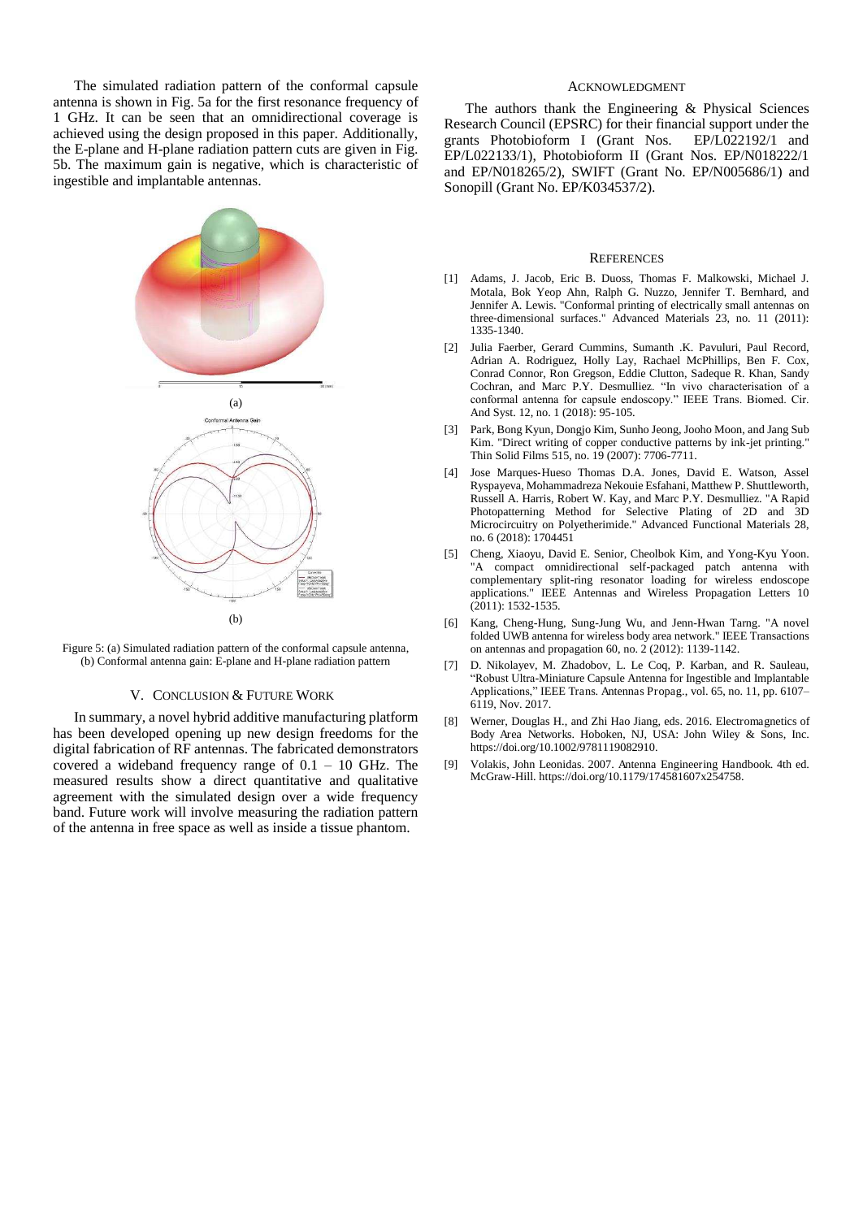The simulated radiation pattern of the conformal capsule antenna is shown in Fig. 5a for the first resonance frequency of 1 GHz. It can be seen that an omnidirectional coverage is achieved using the design proposed in this paper. Additionally, the E-plane and H-plane radiation pattern cuts are given in Fig. 5b. The maximum gain is negative, which is characteristic of ingestible and implantable antennas.

(a)

Conformal Antenna Gain

(b)

Figure 5: (a) Simulated radiation pattern of the conformal capsule antenna, (b) Conformal antenna gain: E-plane and H-plane radiation pattern

## V. Conclusion & Future Work

In summary, a novel hybrid additive manufacturing platform has been developed opening up new design freedoms for the digital fabrication of RF antennas. The fabricated demonstrators covered a wideband frequency range of 0.1 – 10 GHz. The measured results show a direct quantitative and qualitative agreement with the simulated design over a wide frequency band. Future work will involve measuring the radiation pattern of the antenna in free space as well as inside a tissue phantom.

## Acknowledgment

The authors thank the Engineering & Physical Sciences Research Council (EPSRC) for their financial support under the grants Photobioform I (Grant Nos. EP/L022192/1 and EP/L022133/1), Photobioform II (Grant Nos. EP/N018222/1 and EP/N018265/2), SWIFT (Grant No. EP/N005686/1) and Sonopill (Grant No. EP/K034537/2).

## References

[1] Adams, J. Jacob, Eric B. Duoss, Thomas F. Malkowski, Michael J. Motala, Bok Yeop Ahn, Ralph G. Nuzzo, Jennifer T. Bernhard, and Jennifer A. Lewis. "Conformal printing of electrically small antennas on three-dimensional surfaces." Advanced Materials 23, no. 11 (2011): 1335-1340.

[2] Julia Faerber, Gerard Cummins, Sumanth .K. Pavuluri, Paul Record, Adrian A. Rodriguez, Holly Lay, Rachael McPhillips, Ben F. Cox, Conrad Connor, Ron Gregson, Eddie Clutton, Sadeque R. Khan, Sandy Cochran, and Marc P.Y. Desmulliez. "In vivo characterisation of a conformal antenna for capsule endoscopy." IEEE Trans. Biomed. Cir. And Syst. 12, no. 1 (2018): 95-105.

[3] Park, Bong Kyun, Dongjo Kim, Sunho Jeong, Jooho Moon, and Jang Sub Kim. "Direct writing of copper conductive patterns by ink-jet printing." Thin Solid Films 515, no. 19 (2007): 7706-7711.

[4] Jose Marques-Hueso Thomas D.A. Jones, David E. Watson, Assel Ryspayeva, Mohammadreza Nekouie Esfahani, Matthew P. Shuttleworth, Russell A. Harris, Robert W. Kay, and Marc P.Y. Desmulliez. "A Rapid Photopatterning Method for Selective Plating of 2D and 3D Microcircuitry on Polyetherimide." Advanced Functional Materials 28, no. 6 (2018): 1704451

[5] Cheng, Xiaoyu, David E. Senior, Cheolbok Kim, and Yong-Kyu Yoon. "A compact omnidirectional self-packaged patch antenna with complementary split-ring resonator loading for wireless endoscope applications." IEEE Antennas and Wireless Propagation Letters 10 (2011): 1532-1535.

[6] Kang, Cheng-Hung, Sung-Jung Wu, and Jenn-Hwan Tarng. "A novel folded UWB antenna for wireless body area network." IEEE Transactions on antennas and propagation 60, no. 2 (2012): 1139-1142.

[7] D. Nikolayev, M. Zhadobov, L. Le Coq, P. Karban, and R. Sauleau, "Robust Ultra-Miniature Capsule Antenna for Ingestible and Implantable Applications," IEEE Trans. Antennas Propag., vol. 65, no. 11, pp. 6107–6119, Nov. 2017.

[8] Werner, Douglas H., and Zhi Hao Jiang, eds. 2016. Electromagnetics of Body Area Networks. Hoboken, NJ, USA: John Wiley & Sons, Inc. https://doi.org/10.1002/9781119082910.

[9] Volakis, John Leonidas. 2007. Antenna Engineering Handbook. 4th ed. McGraw-Hill. https://doi.org/10.1179/174581607x254758.